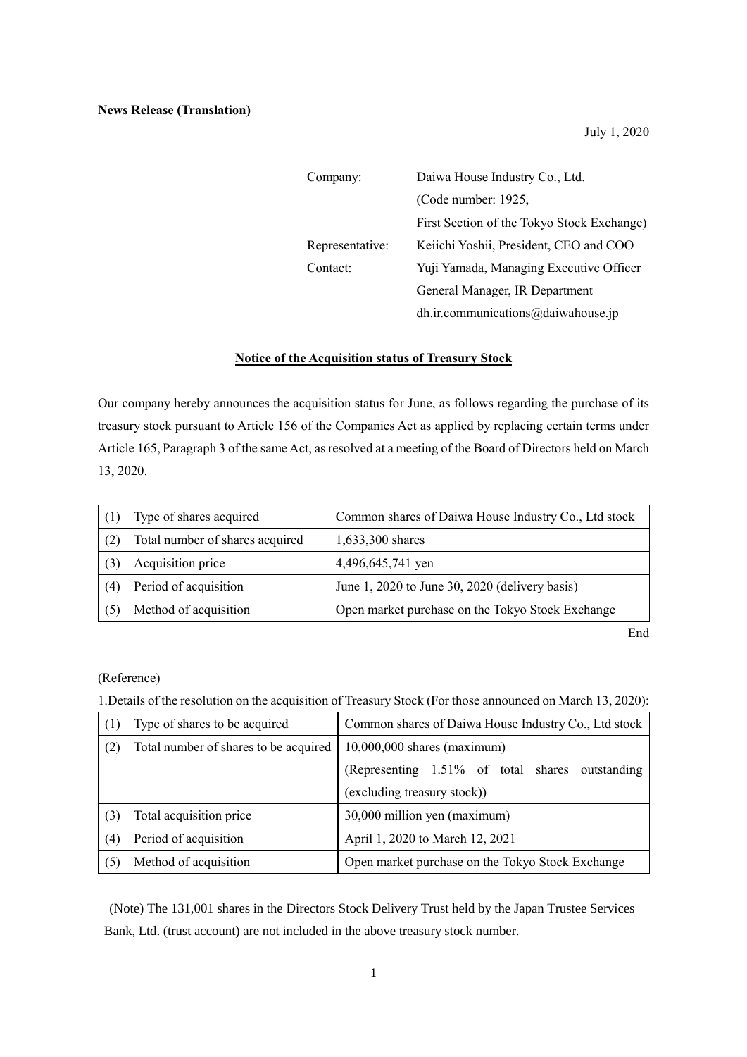**News Release (Translation)**

July 1, 2020

| | |
|---|---|
| Company: | Daiwa House Industry Co., Ltd. |
| | (Code number: 1925, |
| | First Section of the Tokyo Stock Exchange) |
| Representative: | Keiichi Yoshii, President, CEO and COO |
| Contact: | Yuji Yamada, Managing Executive Officer |
| | General Manager, IR Department |
| | dh.ir.communications@daiwahouse.jp |

## Notice of the Acquisition status of Treasury Stock

Our company hereby announces the acquisition status for June, as follows regarding the purchase of its treasury stock pursuant to Article 156 of the Companies Act as applied by replacing certain terms under Article 165, Paragraph 3 of the same Act, as resolved at a meeting of the Board of Directors held on March 13, 2020.

| | | |
|---|---|---|
| (1) | Type of shares acquired | Common shares of Daiwa House Industry Co., Ltd stock |
| (2) | Total number of shares acquired | 1,633,300 shares |
| (3) | Acquisition price | 4,496,645,741 yen |
| (4) | Period of acquisition | June 1, 2020 to June 30, 2020 (delivery basis) |
| (5) | Method of acquisition | Open market purchase on the Tokyo Stock Exchange |

End

(Reference)

1.Details of the resolution on the acquisition of Treasury Stock (For those announced on March 13, 2020):

| | | |
|---|---|---|
| (1) | Type of shares to be acquired | Common shares of Daiwa House Industry Co., Ltd stock |
| (2) | Total number of shares to be acquired | 10,000,000 shares (maximum)<br>(Representing 1.51% of total shares outstanding (excluding treasury stock)) |
| (3) | Total acquisition price | 30,000 million yen (maximum) |
| (4) | Period of acquisition | April 1, 2020 to March 12, 2021 |
| (5) | Method of acquisition | Open market purchase on the Tokyo Stock Exchange |

(Note) The 131,001 shares in the Directors Stock Delivery Trust held by the Japan Trustee Services Bank, Ltd. (trust account) are not included in the above treasury stock number.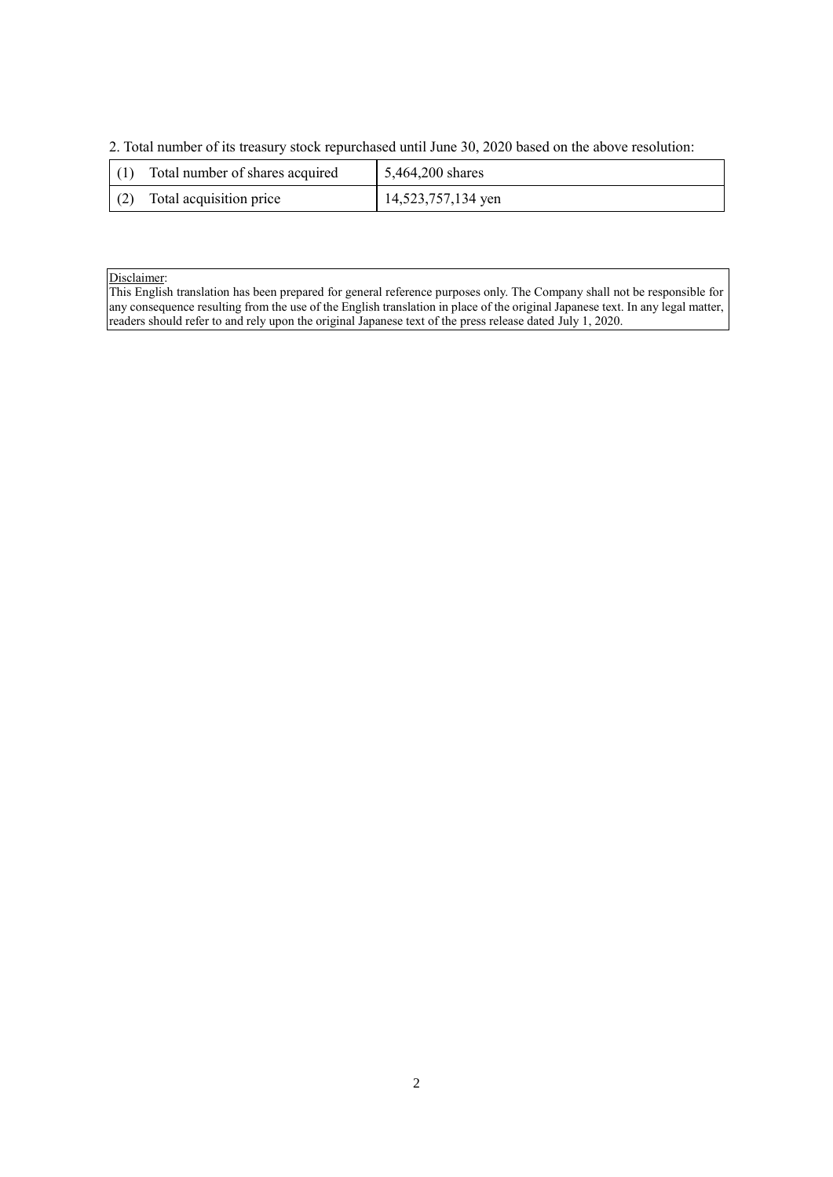2. Total number of its treasury stock repurchased until June 30, 2020 based on the above resolution:

| | | |
|---|---|---|
| (1) | Total number of shares acquired | 5,464,200 shares |
| (2) | Total acquisition price | 14,523,757,134 yen |

Disclaimer:
This English translation has been prepared for general reference purposes only. The Company shall not be responsible for any consequence resulting from the use of the English translation in place of the original Japanese text. In any legal matter, readers should refer to and rely upon the original Japanese text of the press release dated July 1, 2020.